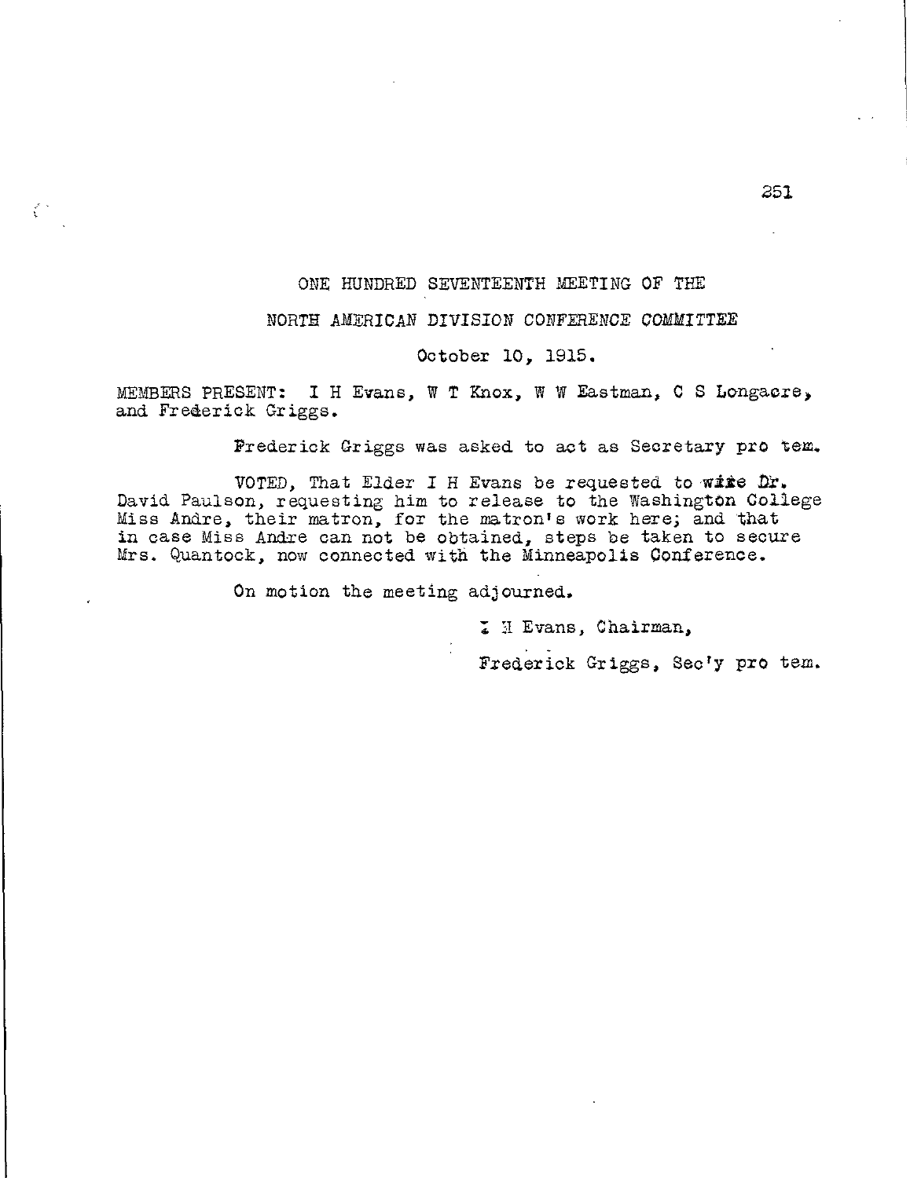ONE HUNDRED SEVENTEENTH MEETING OF THE

NORTH AMERICAN DIVISION CONFERENCE COMMITTEE

October 10, 1915.

MEMBERS PRESENT: I H Evans, W T Knox, W W Eastman, C S Longacre, and Frederick Griggs.

Frederick Griggs was asked to act as Secretary pro tem.

VOTED, That Elder I H Evans be requested to wire Dr. David Paulson, requesting him to release to the Washington College Miss Andre, their matron, for the matron's work here; and that in case Miss Andre can not be obtained, steps be taken to secure Mrs. Quantock, now connected with the Minneapolis Conference.

On motion the meeting adjourned.

I H Evans, Chairman,

Frederick Griggs, Sec'y pro tem.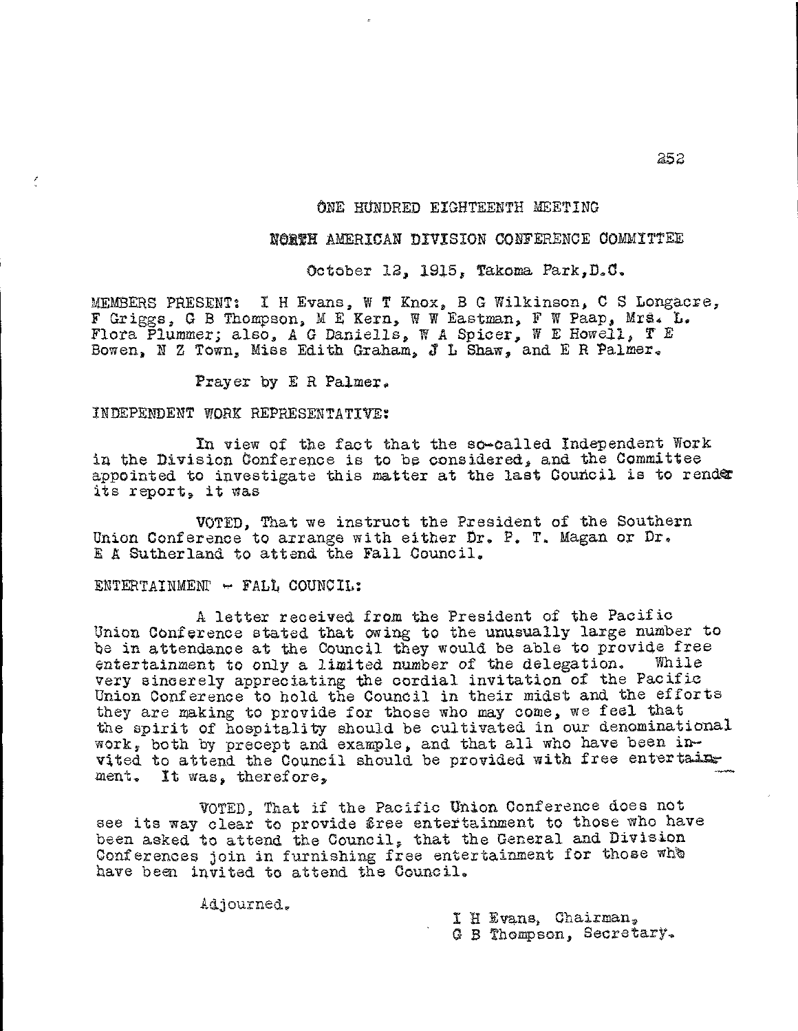# ONE HUNDRED EIGHTEENTH MEETING

## NORTH AMERICAN DIVISION CONFERENCE COMMITTEE

October 12, 1915, Takoma Park, D.C.

MEMBERS PRESENT: I H Evans, W T Knox, B G Wilkinson, C S Longacre, F Griggs, G B Thompson, M E Kern, W W Eastman, F W Paap, Mrs. L. Flora Plummer; also, A G Daniells, W A Spicer, W E Howell, T E Bowen, N Z Town, Miss Edith Graham, J L Shaw, and E R Palmer.

Prayer by E R Palmer.

INDEPENDENT WORK REPRESENTATIVE:

In view of the fact that the so-called Independent Work in the Division Conference is to be considered, and the Committee appointed to investigate this matter at the last Council is to render its report, it was

VOTED, That we instruct the President of the Southern Union Conference to arrange with either Dr. P. T. Magan or Dr. E A Sutherland to attend the Fall Council.

ENTERTAINMENT - FALL COUNCIL:

A letter received from the President of the Pacific Union Conference stated that owing to the unusually large number to be in attendance at the Council they would be able to provide free entertainment to only a limited number of the delegation. While very sincerely appreciating the cordial invitation of the Pacific Union Conference to hold the Council in their midst and the efforts they are making to provide for those who may come, we feel that the spirit of hospitality should be cultivated in our denominational work, both by precept and example, and that all who have been invited to attend the Council should be provided with free entertainment. It was, therefore,

VOTED, That if the Pacific Union Conference does not see its way clear to provide free entertainment to those who have been asked to attend the Council, that the General and Division Conferences join in furnishing free entertainment for those who have been invited to attend the Council.

Adjourned.

I H Evans, Chairman,
G B Thompson, Secretary.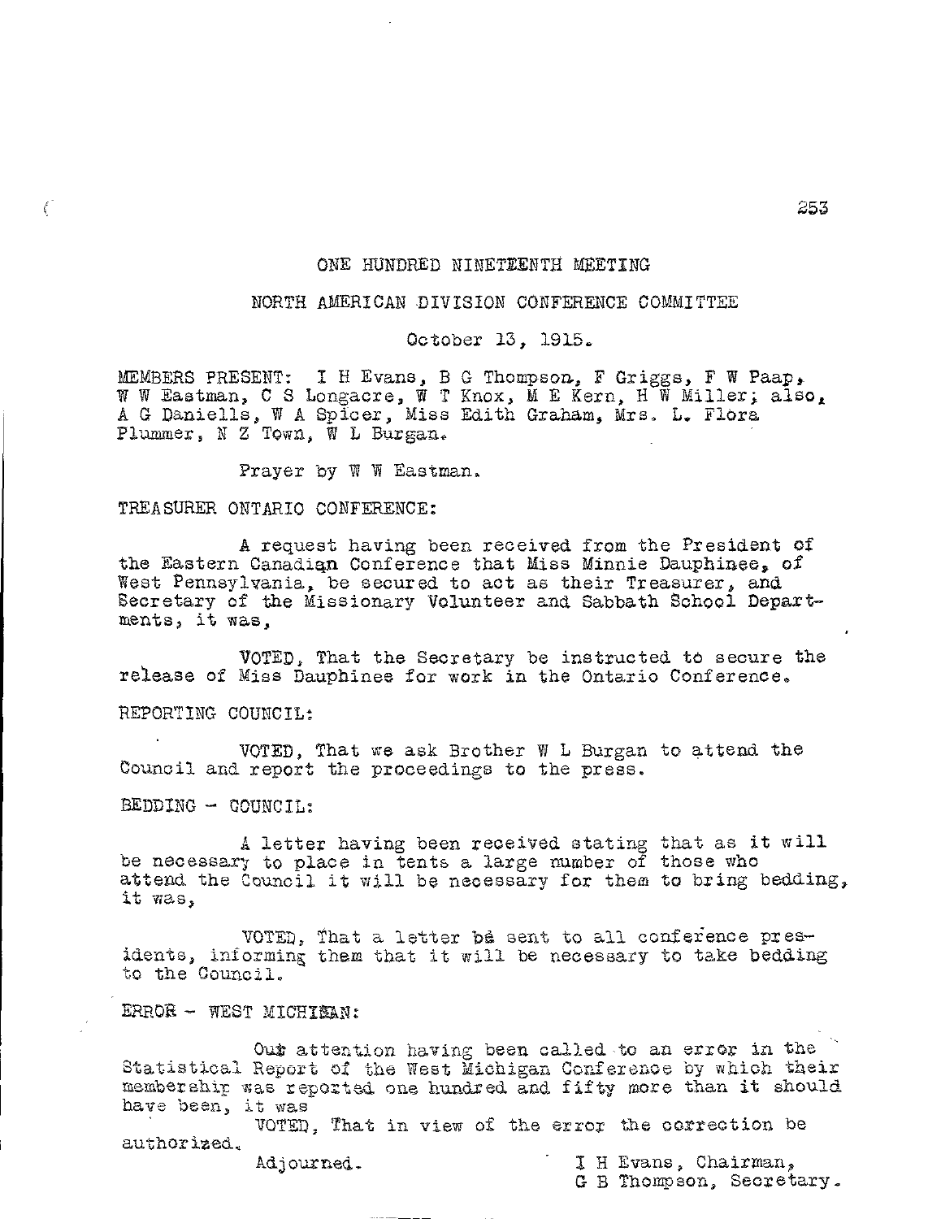## ONE HUNDRED NINETEENTH MEETING

## NORTH AMERICAN DIVISION CONFERENCE COMMITTEE

October 13, 1915.

MEMBERS PRESENT: I H Evans, B G Thompson, F Griggs, F W Paap, W W Eastman, C S Longacre, W T Knox, M E Kern, H W Miller; also, A G Daniells, W A Spicer, Miss Edith Graham, Mrs. L. Flora Plummer, N Z Town, W L Burgan.

Prayer by W W Eastman.

TREASURER ONTARIO CONFERENCE:

A request having been received from the President of the Eastern Canadian Conference that Miss Minnie Dauphinee, of West Pennsylvania, be secured to act as their Treasurer, and Secretary of the Missionary Volunteer and Sabbath School Departments, it was,

VOTED, That the Secretary be instructed to secure the release of Miss Dauphinee for work in the Ontario Conference.

REPORTING COUNCIL:

VOTED, That we ask Brother W L Burgan to attend the Council and report the proceedings to the press.

BEDDING - COUNCIL:

A letter having been received stating that as it will be necessary to place in tents a large number of those who attend the Council it will be necessary for them to bring bedding, it was,

VOTED, That a letter be sent to all conference presidents, informing them that it will be necessary to take bedding to the Council.

ERROR - WEST MICHIGAN:

Our attention having been called to an error in the Statistical Report of the West Michigan Conference by which their membership was reported one hundred and fifty more than it should have been, it was

VOTED, That in view of the error the correction be authorized.

Adjourned.

I H Evans, Chairman,
G B Thompson, Secretary.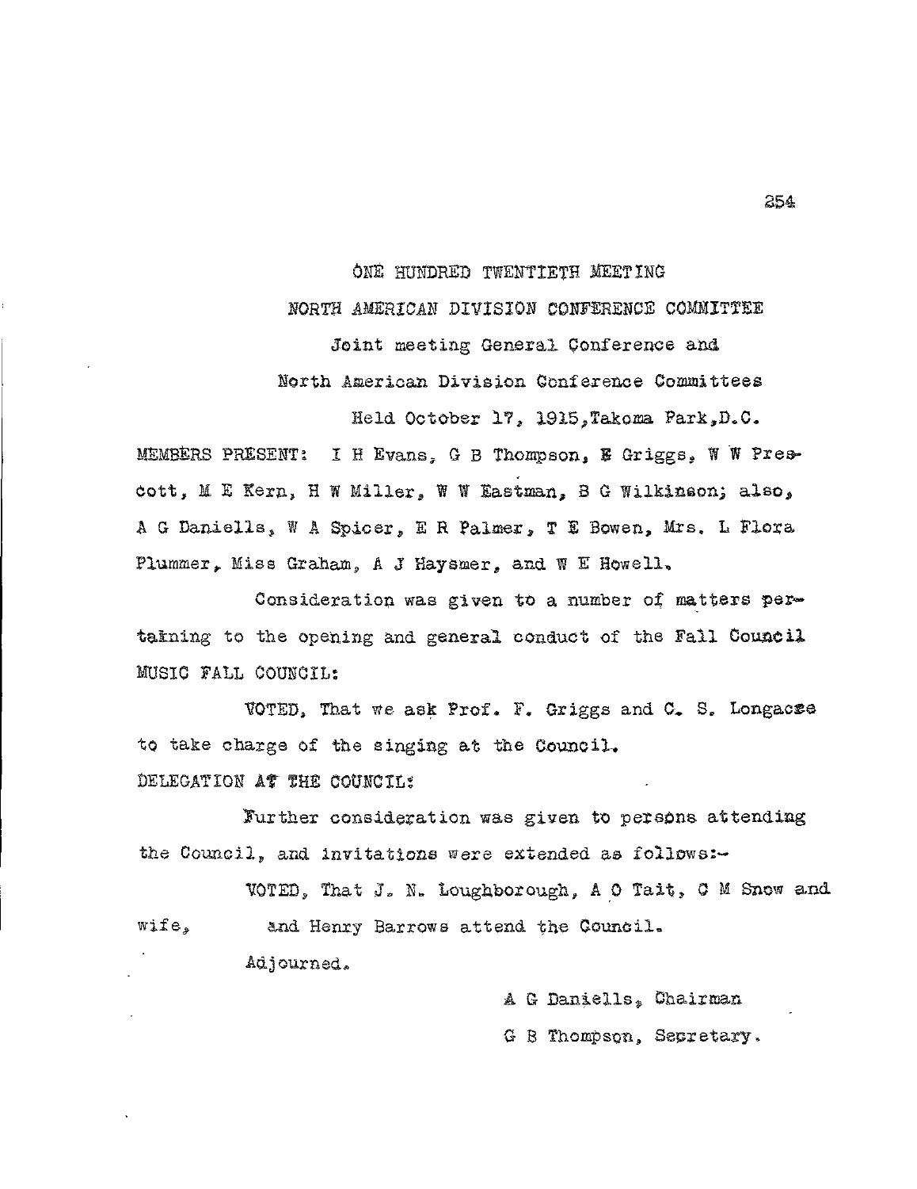ONE HUNDRED TWENTIETH MEETING

NORTH AMERICAN DIVISION CONFERENCE COMMITTEE

Joint meeting General Conference and

North American Division Conference Committees

Held October 17, 1915, Takoma Park, D.C.

MEMBERS PRESENT: I H Evans, G B Thompson, E Griggs, W W Prescott, M E Kern, H W Miller, W W Eastman, B G Wilkinson; also, A G Daniells, W A Spicer, E R Palmer, T E Bowen, Mrs. L Flora Plummer, Miss Graham, A J Haysmer, and W E Howell.

Consideration was given to a number of matters pertaining to the opening and general conduct of the Fall Council

MUSIC FALL COUNCIL:

VOTED, That we ask Prof. F. Griggs and C. S. Longacre to take charge of the singing at the Council.

DELEGATION AT THE COUNCIL:

Further consideration was given to persons attending the Council, and invitations were extended as follows:-

VOTED, That J. N. Loughborough, A O Tait, C M Snow and wife, and Henry Barrows attend the Council.

Adjourned.

A G Daniells, Chairman

G B Thompson, Secretary.